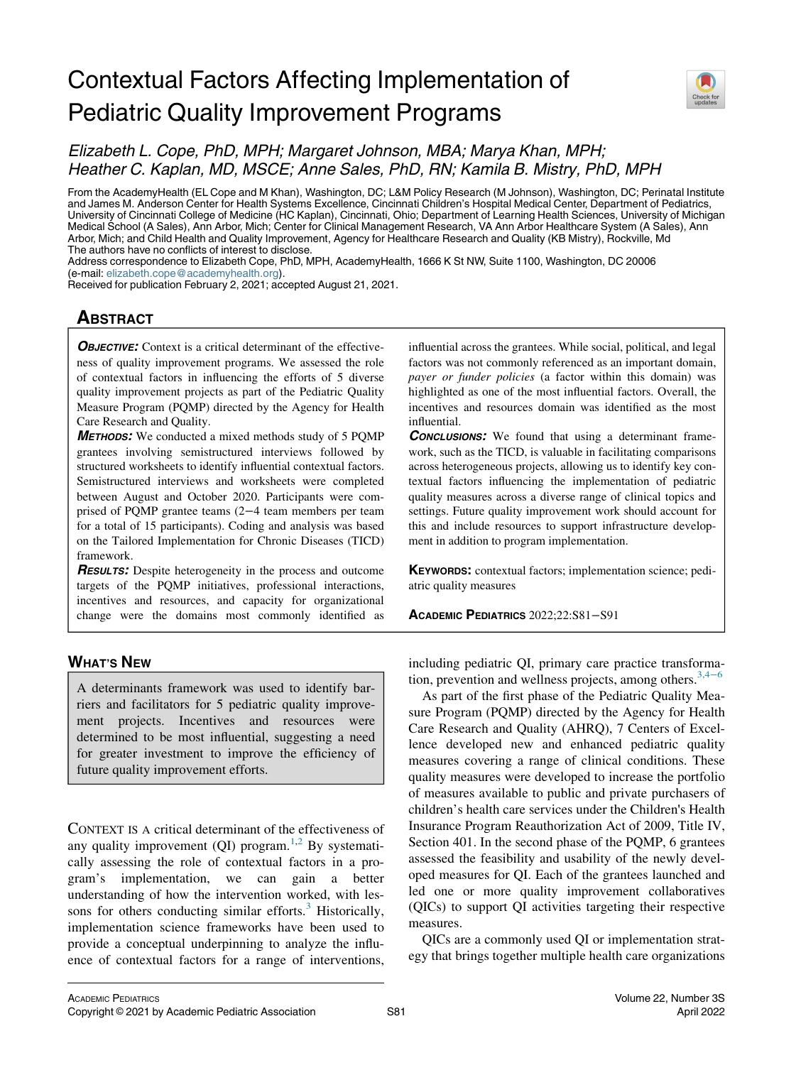# Contextual Factors Affecting Implementation of Pediatric Quality Improvement Programs

*Elizabeth L. Cope, PhD, MPH; Margaret Johnson, MBA; Marya Khan, MPH; Heather C. Kaplan, MD, MSCE; Anne Sales, PhD, RN; Kamila B. Mistry, PhD, MPH*

From the AcademyHealth (EL Cope and M Khan), Washington, DC; L&M Policy Research (M Johnson), Washington, DC; Perinatal Institute and James M. Anderson Center for Health Systems Excellence, Cincinnati Children's Hospital Medical Center, Department of Pediatrics, University of Cincinnati College of Medicine (HC Kaplan), Cincinnati, Ohio; Department of Learning Health Sciences, University of Michigan Medical School (A Sales), Ann Arbor, Mich; Center for Clinical Management Research, VA Ann Arbor Healthcare System (A Sales), Ann Arbor, Mich; and Child Health and Quality Improvement, Agency for Healthcare Research and Quality (KB Mistry), Rockville, Md

The authors have no conflicts of interest to disclose.

Address correspondence to Elizabeth Cope, PhD, MPH, AcademyHealth, 1666 K St NW, Suite 1100, Washington, DC 20006 (e-mail: elizabeth.cope@academyhealth.org).

Received for publication February 2, 2021; accepted August 21, 2021.

## Abstract

***Objective:*** Context is a critical determinant of the effectiveness of quality improvement programs. We assessed the role of contextual factors in influencing the efforts of 5 diverse quality improvement projects as part of the Pediatric Quality Measure Program (PQMP) directed by the Agency for Health Care Research and Quality.

***Methods:*** We conducted a mixed methods study of 5 PQMP grantees involving semistructured interviews followed by structured worksheets to identify influential contextual factors. Semistructured interviews and worksheets were completed between August and October 2020. Participants were comprised of PQMP grantee teams (2−4 team members per team for a total of 15 participants). Coding and analysis was based on the Tailored Implementation for Chronic Diseases (TICD) framework.

***Results:*** Despite heterogeneity in the process and outcome targets of the PQMP initiatives, professional interactions, incentives and resources, and capacity for organizational change were the domains most commonly identified as influential across the grantees. While social, political, and legal factors was not commonly referenced as an important domain, *payer or funder policies* (a factor within this domain) was highlighted as one of the most influential factors. Overall, the incentives and resources domain was identified as the most influential.

***Conclusions:*** We found that using a determinant framework, such as the TICD, is valuable in facilitating comparisons across heterogeneous projects, allowing us to identify key contextual factors influencing the implementation of pediatric quality measures across a diverse range of clinical topics and settings. Future quality improvement work should account for this and include resources to support infrastructure development in addition to program implementation.

**Keywords:** contextual factors; implementation science; pediatric quality measures

## What's New

A determinants framework was used to identify barriers and facilitators for 5 pediatric quality improvement projects. Incentives and resources were determined to be most influential, suggesting a need for greater investment to improve the efficiency of future quality improvement efforts.

Context is a critical determinant of the effectiveness of any quality improvement (QI) program.[1,2] By systematically assessing the role of contextual factors in a program's implementation, we can gain a better understanding of how the intervention worked, with lessons for others conducting similar efforts.[3] Historically, implementation science frameworks have been used to provide a conceptual underpinning to analyze the influence of contextual factors for a range of interventions, including pediatric QI, primary care practice transformation, prevention and wellness projects, among others.[3,4−6]

As part of the first phase of the Pediatric Quality Measure Program (PQMP) directed by the Agency for Health Care Research and Quality (AHRQ), 7 Centers of Excellence developed new and enhanced pediatric quality measures covering a range of clinical conditions. These quality measures were developed to increase the portfolio of measures available to public and private purchasers of children's health care services under the Children's Health Insurance Program Reauthorization Act of 2009, Title IV, Section 401. In the second phase of the PQMP, 6 grantees assessed the feasibility and usability of the newly developed measures for QI. Each of the grantees launched and led one or more quality improvement collaboratives (QICs) to support QI activities targeting their respective measures.

QICs are a commonly used QI or implementation strategy that brings together multiple health care organizations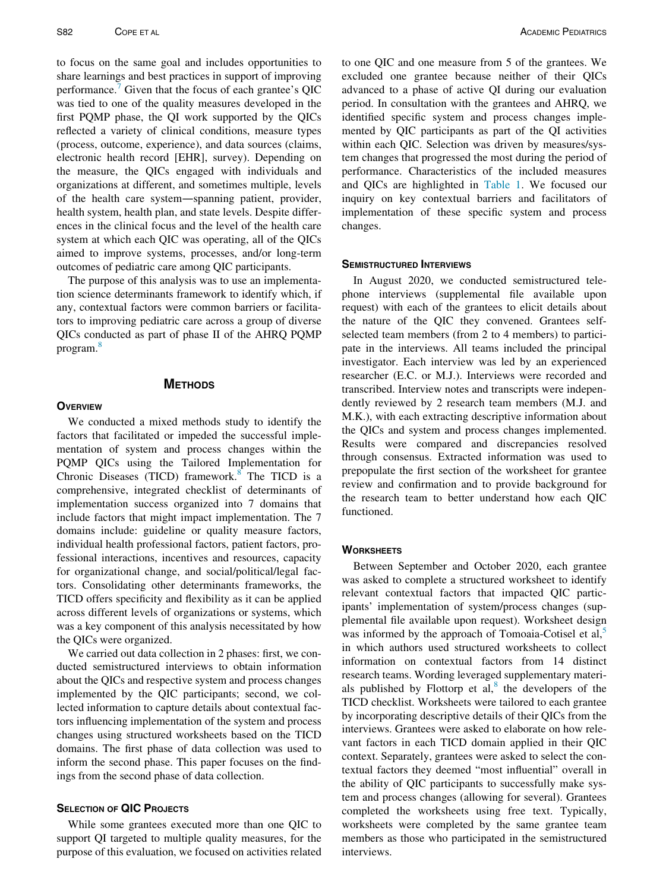to focus on the same goal and includes opportunities to share learnings and best practices in support of improving performance.[7] Given that the focus of each grantee's QIC was tied to one of the quality measures developed in the first PQMP phase, the QI work supported by the QICs reflected a variety of clinical conditions, measure types (process, outcome, experience), and data sources (claims, electronic health record [EHR], survey). Depending on the measure, the QICs engaged with individuals and organizations at different, and sometimes multiple, levels of the health care system—spanning patient, provider, health system, health plan, and state levels. Despite differences in the clinical focus and the level of the health care system at which each QIC was operating, all of the QICs aimed to improve systems, processes, and/or long-term outcomes of pediatric care among QIC participants.

The purpose of this analysis was to use an implementation science determinants framework to identify which, if any, contextual factors were common barriers or facilitators to improving pediatric care across a group of diverse QICs conducted as part of phase II of the AHRQ PQMP program.[8]

## Methods

### Overview

We conducted a mixed methods study to identify the factors that facilitated or impeded the successful implementation of system and process changes within the PQMP QICs using the Tailored Implementation for Chronic Diseases (TICD) framework.[8] The TICD is a comprehensive, integrated checklist of determinants of implementation success organized into 7 domains that include factors that might impact implementation. The 7 domains include: guideline or quality measure factors, individual health professional factors, patient factors, professional interactions, incentives and resources, capacity for organizational change, and social/political/legal factors. Consolidating other determinants frameworks, the TICD offers specificity and flexibility as it can be applied across different levels of organizations or systems, which was a key component of this analysis necessitated by how the QICs were organized.

We carried out data collection in 2 phases: first, we conducted semistructured interviews to obtain information about the QICs and respective system and process changes implemented by the QIC participants; second, we collected information to capture details about contextual factors influencing implementation of the system and process changes using structured worksheets based on the TICD domains. The first phase of data collection was used to inform the second phase. This paper focuses on the findings from the second phase of data collection.

### Selection of QIC Projects

While some grantees executed more than one QIC to support QI targeted to multiple quality measures, for the purpose of this evaluation, we focused on activities related to one QIC and one measure from 5 of the grantees. We excluded one grantee because neither of their QICs advanced to a phase of active QI during our evaluation period. In consultation with the grantees and AHRQ, we identified specific system and process changes implemented by QIC participants as part of the QI activities within each QIC. Selection was driven by measures/system changes that progressed the most during the period of performance. Characteristics of the included measures and QICs are highlighted in Table 1. We focused our inquiry on key contextual barriers and facilitators of implementation of these specific system and process changes.

### Semistructured Interviews

In August 2020, we conducted semistructured telephone interviews (supplemental file available upon request) with each of the grantees to elicit details about the nature of the QIC they convened. Grantees self-selected team members (from 2 to 4 members) to participate in the interviews. All teams included the principal investigator. Each interview was led by an experienced researcher (E.C. or M.J.). Interviews were recorded and transcribed. Interview notes and transcripts were independently reviewed by 2 research team members (M.J. and M.K.), with each extracting descriptive information about the QICs and system and process changes implemented. Results were compared and discrepancies resolved through consensus. Extracted information was used to prepopulate the first section of the worksheet for grantee review and confirmation and to provide background for the research team to better understand how each QIC functioned.

### Worksheets

Between September and October 2020, each grantee was asked to complete a structured worksheet to identify relevant contextual factors that impacted QIC participants' implementation of system/process changes (supplemental file available upon request). Worksheet design was informed by the approach of Tomoaia-Cotisel et al,[5] in which authors used structured worksheets to collect information on contextual factors from 14 distinct research teams. Wording leveraged supplementary materials published by Flottorp et al,[8] the developers of the TICD checklist. Worksheets were tailored to each grantee by incorporating descriptive details of their QICs from the interviews. Grantees were asked to elaborate on how relevant factors in each TICD domain applied in their QIC context. Separately, grantees were asked to select the contextual factors they deemed "most influential" overall in the ability of QIC participants to successfully make system and process changes (allowing for several). Grantees completed the worksheets using free text. Typically, worksheets were completed by the same grantee team members as those who participated in the semistructured interviews.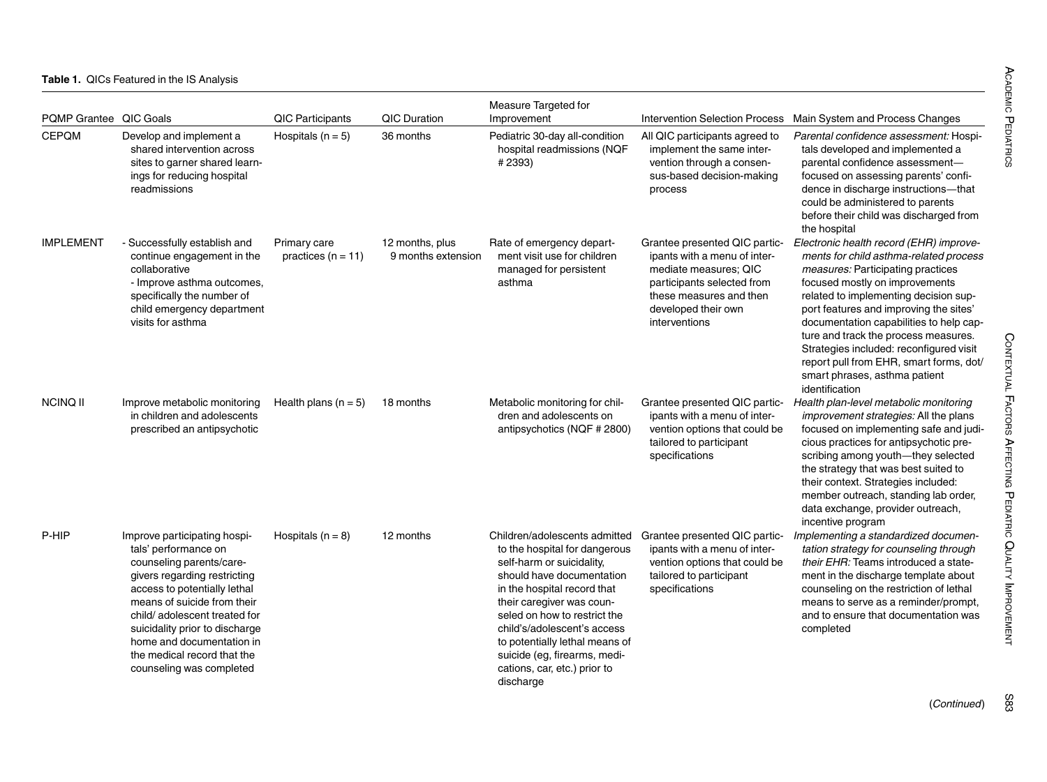**Table 1.** QICs Featured in the IS Analysis

| PQMP Grantee | QIC Goals | QIC Participants | QIC Duration | Measure Targeted for Improvement | Intervention Selection Process | Main System and Process Changes |
|---|---|---|---|---|---|---|
| CEPQM | Develop and implement a shared intervention across sites to garner shared learnings for reducing hospital readmissions | Hospitals (n = 5) | 36 months | Pediatric 30-day all-condition hospital readmissions (NQF # 2393) | All QIC participants agreed to implement the same intervention through a consensus-based decision-making process | *Parental confidence assessment:* Hospitals developed and implemented a parental confidence assessment—focused on assessing parents' confidence in discharge instructions—that could be administered to parents before their child was discharged from the hospital |
| IMPLEMENT | - Successfully establish and continue engagement in the collaborative<br>- Improve asthma outcomes, specifically the number of child emergency department visits for asthma | Primary care practices (n = 11) | 12 months, plus 9 months extension | Rate of emergency department visit use for children managed for persistent asthma | Grantee presented QIC participants with a menu of intermediate measures; QIC participants selected from these measures and then developed their own interventions | *Electronic health record (EHR) improvements for child asthma-related process measures:* Participating practices focused mostly on improvements related to implementing decision support features and improving the sites' documentation capabilities to help capture and track the process measures. Strategies included: reconfigured visit report pull from EHR, smart forms, dot/smart phrases, asthma patient identification |
| NCINQ II | Improve metabolic monitoring in children and adolescents prescribed an antipsychotic | Health plans (n = 5) | 18 months | Metabolic monitoring for children and adolescents on antipsychotics (NQF # 2800) | Grantee presented QIC participants with a menu of intervention options that could be tailored to participant specifications | *Health plan-level metabolic monitoring improvement strategies:* All the plans focused on implementing safe and judicious practices for antipsychotic prescribing among youth—they selected the strategy that was best suited to their context. Strategies included: member outreach, standing lab order, data exchange, provider outreach, incentive program |
| P-HIP | Improve participating hospitals' performance on counseling parents/caregivers regarding restricting access to potentially lethal means of suicide from their child/ adolescent treated for suicidality prior to discharge home and documentation in the medical record that the counseling was completed | Hospitals (n = 8) | 12 months | Children/adolescents admitted to the hospital for dangerous self-harm or suicidality, should have documentation in the hospital record that their caregiver was counseled on how to restrict the child's/adolescent's access to potentially lethal means of suicide (eg, firearms, medications, car, etc.) prior to discharge | Grantee presented QIC participants with a menu of intervention options that could be tailored to participant specifications | *Implementing a standardized documentation strategy for counseling through their EHR:* Teams introduced a statement in the discharge template about counseling on the restriction of lethal means to serve as a reminder/prompt, and to ensure that documentation was completed |

(*Continued*)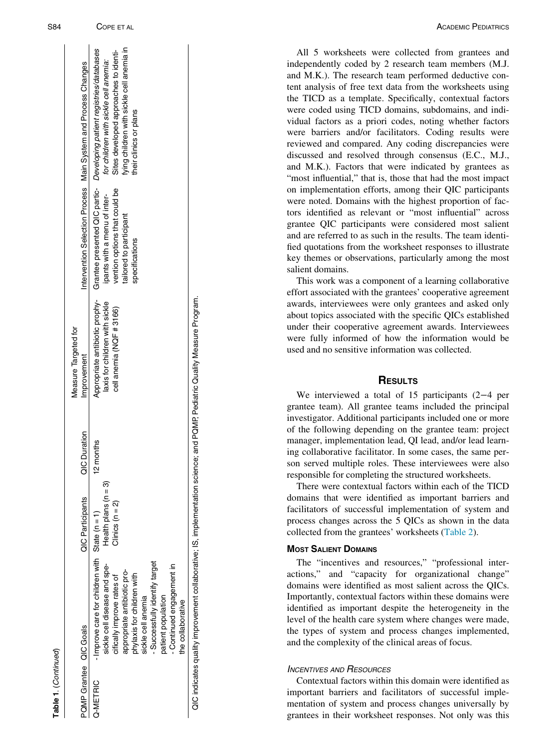**Table 1.** (*Continued*)

| PQMP Grantee | QIC Goals | QIC Participants | QIC Duration | Measure Targeted for Improvement | Intervention Selection Process | Main System and Process Changes |
|---|---|---|---|---|---|---|
| Q-METRIC | - Improve care for children with sickle cell disease and specifically improve rates of appropriate antibiotic prophylaxis for children with sickle cell anemia<br>- Successfully identify target patient population<br>- Continued engagement in the collaborative | State (n = 1)<br>Health plans (n = 3)<br>Clinics (n = 2) | 12 months | Appropriate antibiotic prophylaxis for children with sickle cell anemia (NQF # 3166) | Grantee presented QIC participants with a menu of intervention options that could be tailored to participant specifications | *Developing patient registries/databases for children with sickle cell anemia:* Sites developed approaches to identifying children with sickle cell anemia in their clinics or plans |

QIC indicates quality improvement collaborative; IS, implementation science; and PQMP, Pediatric Quality Measure Program.

All 5 worksheets were collected from grantees and independently coded by 2 research team members (M.J. and M.K.). The research team performed deductive content analysis of free text data from the worksheets using the TICD as a template. Specifically, contextual factors were coded using TICD domains, subdomains, and individual factors as a priori codes, noting whether factors were barriers and/or facilitators. Coding results were reviewed and compared. Any coding discrepancies were discussed and resolved through consensus (E.C., M.J., and M.K.). Factors that were indicated by grantees as "most influential," that is, those that had the most impact on implementation efforts, among their QIC participants were noted. Domains with the highest proportion of factors identified as relevant or "most influential" across grantee QIC participants were considered most salient and are referred to as such in the results. The team identified quotations from the worksheet responses to illustrate key themes or observations, particularly among the most salient domains.

This work was a component of a learning collaborative effort associated with the grantees' cooperative agreement awards, interviewees were only grantees and asked only about topics associated with the specific QICs established under their cooperative agreement awards. Interviewees were fully informed of how the information would be used and no sensitive information was collected.

## Results

We interviewed a total of 15 participants (2−4 per grantee team). All grantee teams included the principal investigator. Additional participants included one or more of the following depending on the grantee team: project manager, implementation lead, QI lead, and/or lead learning collaborative facilitator. In some cases, the same person served multiple roles. These interviewees were also responsible for completing the structured worksheets.

There were contextual factors within each of the TICD domains that were identified as important barriers and facilitators of successful implementation of system and process changes across the 5 QICs as shown in the data collected from the grantees' worksheets (Table 2).

### Most Salient Domains

The "incentives and resources," "professional interactions," and "capacity for organizational change" domains were identified as most salient across the QICs. Importantly, contextual factors within these domains were identified as important despite the heterogeneity in the level of the health care system where changes were made, the types of system and process changes implemented, and the complexity of the clinical areas of focus.

#### *Incentives and Resources*

Contextual factors within this domain were identified as important barriers and facilitators of successful implementation of system and process changes universally by grantees in their worksheet responses. Not only was this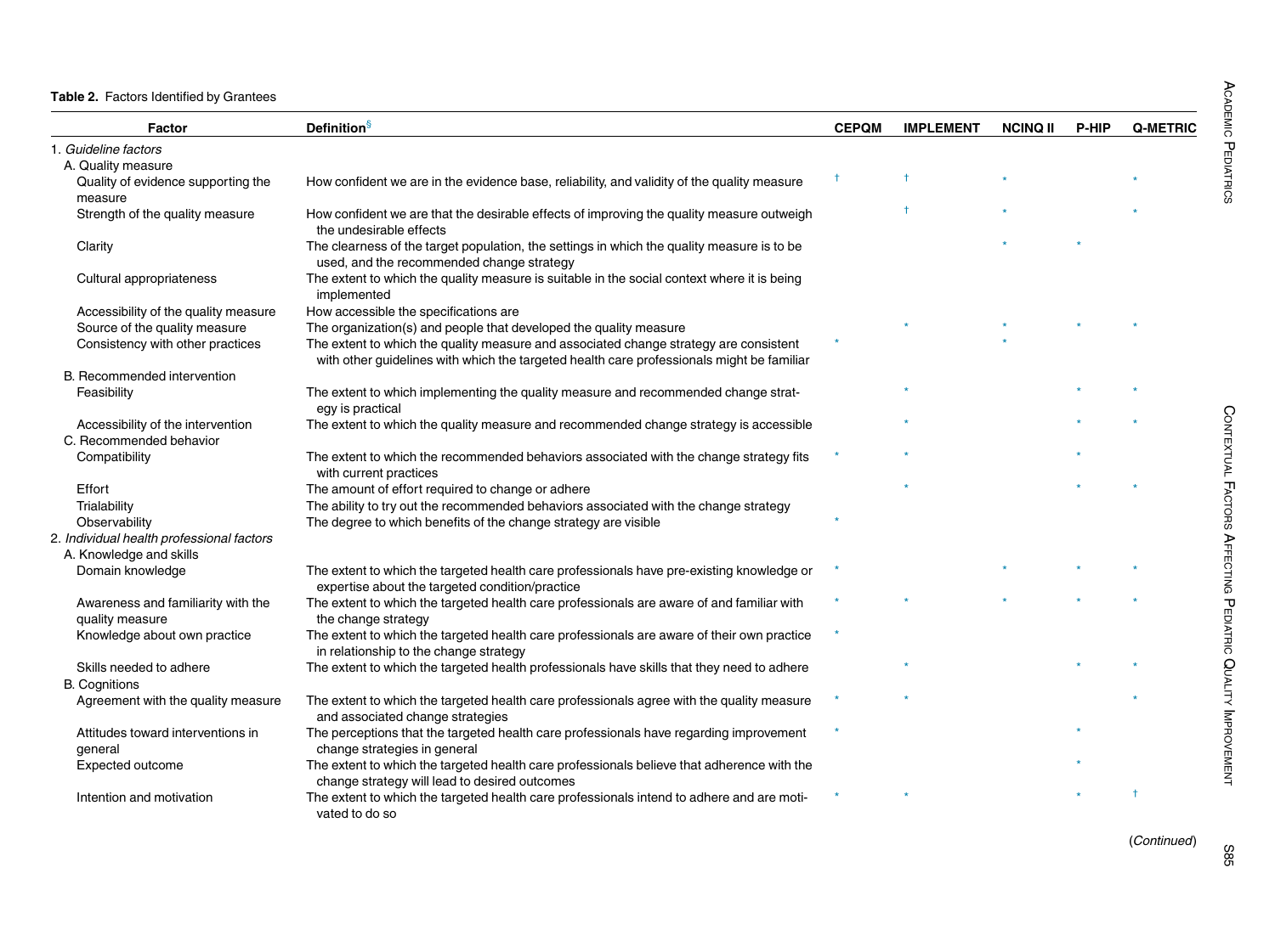**Table 2.** Factors Identified by Grantees

| Factor | Definition§ | CEPQM | IMPLEMENT | NCINQ II | P-HIP | Q-METRIC |
|---|---|---|---|---|---|---|
| 1. *Guideline factors* | | | | | | |
| A. Quality measure | | | | | | |
| Quality of evidence supporting the measure | How confident we are in the evidence base, reliability, and validity of the quality measure | † | † | * | | * |
| Strength of the quality measure | How confident we are that the desirable effects of improving the quality measure outweigh the undesirable effects | | † | * | | * |
| Clarity | The clearness of the target population, the settings in which the quality measure is to be used, and the recommended change strategy | | | * | * | |
| Cultural appropriateness | The extent to which the quality measure is suitable in the social context where it is being implemented | | | | | |
| Accessibility of the quality measure | How accessible the specifications are | | | | | |
| Source of the quality measure | The organization(s) and people that developed the quality measure | | * | * | * | * |
| Consistency with other practices | The extent to which the quality measure and associated change strategy are consistent with other guidelines with which the targeted health care professionals might be familiar | * | | * | | |
| B. Recommended intervention | | | | | | |
| Feasibility | The extent to which implementing the quality measure and recommended change strategy is practical | | * | | * | * |
| Accessibility of the intervention | The extent to which the quality measure and recommended change strategy is accessible | | * | | * | * |
| C. Recommended behavior | | | | | | |
| Compatibility | The extent to which the recommended behaviors associated with the change strategy fits with current practices | * | * | | * | |
| Effort | The amount of effort required to change or adhere | | * | | * | * |
| Trialability | The ability to try out the recommended behaviors associated with the change strategy | | | | | |
| Observability | The degree to which benefits of the change strategy are visible | * | | | | |
| 2. *Individual health professional factors* | | | | | | |
| A. Knowledge and skills | | | | | | |
| Domain knowledge | The extent to which the targeted health care professionals have pre-existing knowledge or expertise about the targeted condition/practice | * | | * | * | * |
| Awareness and familiarity with the quality measure | The extent to which the targeted health care professionals are aware of and familiar with the change strategy | * | * | * | * | * |
| Knowledge about own practice | The extent to which the targeted health care professionals are aware of their own practice in relationship to the change strategy | * | | | | |
| Skills needed to adhere | The extent to which the targeted health professionals have skills that they need to adhere | | * | | * | * |
| B. Cognitions | | | | | | |
| Agreement with the quality measure | The extent to which the targeted health care professionals agree with the quality measure and associated change strategies | * | * | | | * |
| Attitudes toward interventions in general | The perceptions that the targeted health care professionals have regarding improvement change strategies in general | * | | | * | |
| Expected outcome | The extent to which the targeted health care professionals believe that adherence with the change strategy will lead to desired outcomes | | | | * | |
| Intention and motivation | The extent to which the targeted health care professionals intend to adhere and are motivated to do so | * | * | | * | † |

(*Continued*)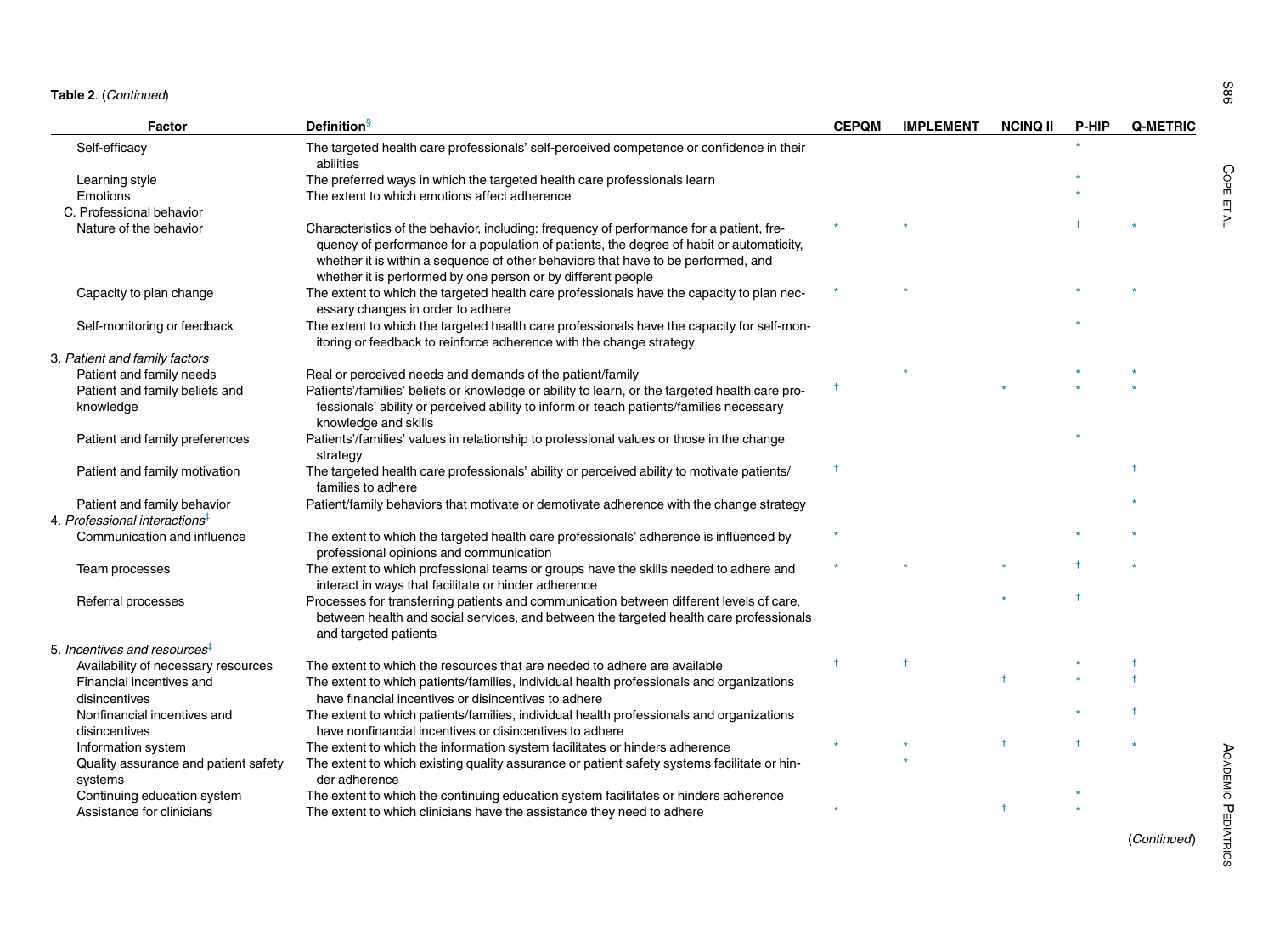**Table 2**. (*Continued*)

| Factor | Definition[§] | CEPQM | IMPLEMENT | NCINQ II | P-HIP | Q-METRIC |
|---|---|---|---|---|---|---|
| Self-efficacy | The targeted health care professionals' self-perceived competence or confidence in their abilities | | | | * | |
| Learning style | The preferred ways in which the targeted health care professionals learn | | | | * | |
| Emotions | The extent to which emotions affect adherence | | | | * | |
| C. Professional behavior | | | | | | |
| Nature of the behavior | Characteristics of the behavior, including: frequency of performance for a patient, frequency of performance for a population of patients, the degree of habit or automaticity, whether it is within a sequence of other behaviors that have to be performed, and whether it is performed by one person or by different people | * | * | | † | * |
| Capacity to plan change | The extent to which the targeted health care professionals have the capacity to plan necessary changes in order to adhere | * | * | | * | * |
| Self-monitoring or feedback | The extent to which the targeted health care professionals have the capacity for self-monitoring or feedback to reinforce adherence with the change strategy | | | | * | |
| 3. *Patient and family factors* | | | | | | |
| Patient and family needs | Real or perceived needs and demands of the patient/family | | * | | * | * |
| Patient and family beliefs and knowledge | Patients'/families' beliefs or knowledge or ability to learn, or the targeted health care professionals' ability or perceived ability to inform or teach patients/families necessary knowledge and skills | † | | * | * | * |
| Patient and family preferences | Patients'/families' values in relationship to professional values or those in the change strategy | | | | * | |
| Patient and family motivation | The targeted health care professionals' ability or perceived ability to motivate patients/families to adhere | † | | | | † |
| Patient and family behavior | Patient/family behaviors that motivate or demotivate adherence with the change strategy | | | | | * |
| 4. *Professional interactions*[‡] | | | | | | |
| Communication and influence | The extent to which the targeted health care professionals' adherence is influenced by professional opinions and communication | * | | | * | * |
| Team processes | The extent to which professional teams or groups have the skills needed to adhere and interact in ways that facilitate or hinder adherence | * | * | * | † | * |
| Referral processes | Processes for transferring patients and communication between different levels of care, between health and social services, and between the targeted health care professionals and targeted patients | | | * | † | |
| 5. *Incentives and resources*[‡] | | | | | | |
| Availability of necessary resources | The extent to which the resources that are needed to adhere are available | † | † | | * | † |
| Financial incentives and disincentives | The extent to which patients/families, individual health professionals and organizations have financial incentives or disincentives to adhere | | | † | * | † |
| Nonfinancial incentives and disincentives | The extent to which patients/families, individual health professionals and organizations have nonfinancial incentives or disincentives to adhere | | | | * | † |
| Information system | The extent to which the information system facilitates or hinders adherence | * | * | † | † | * |
| Quality assurance and patient safety systems | The extent to which existing quality assurance or patient safety systems facilitate or hinder adherence | | * | | | |
| Continuing education system | The extent to which the continuing education system facilitates or hinders adherence | | | | * | |
| Assistance for clinicians | The extent to which clinicians have the assistance they need to adhere | * | | † | * | |

(*Continued*)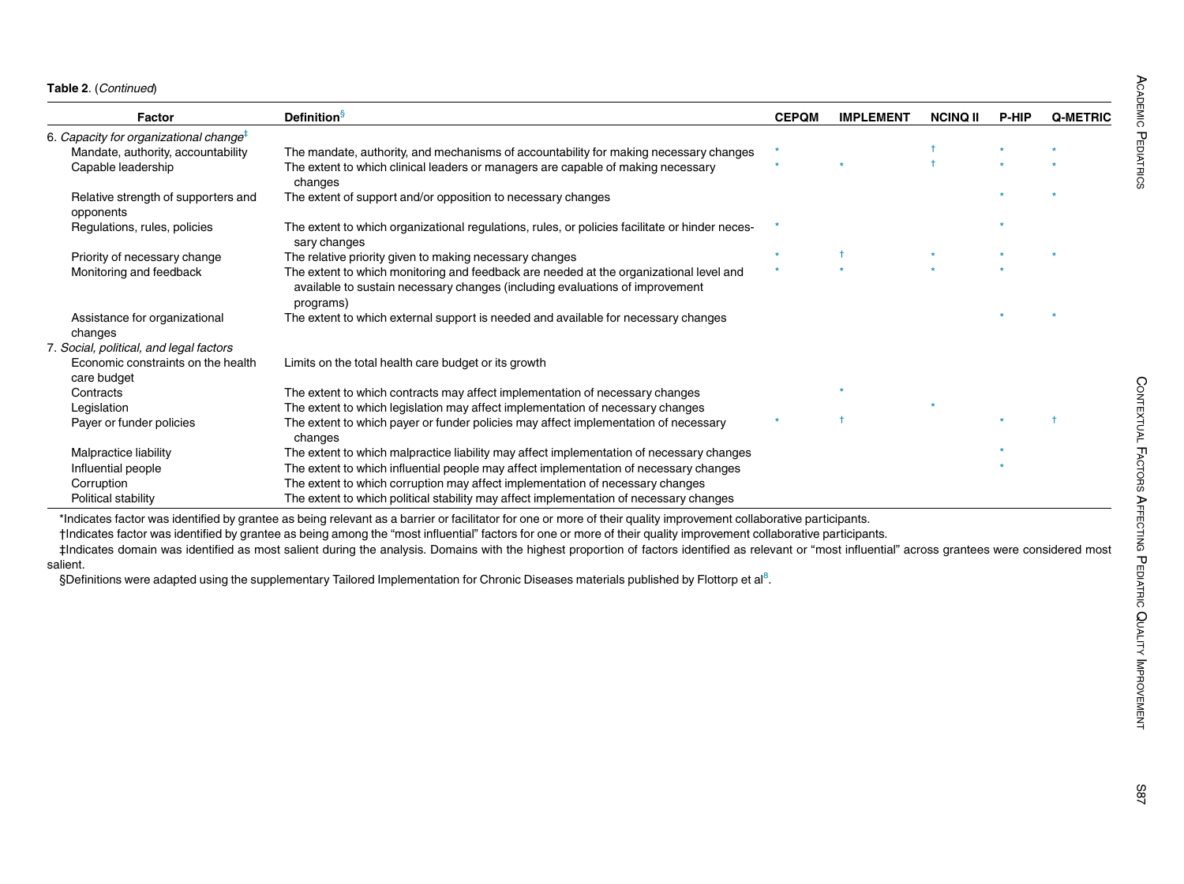**Table 2**. (*Continued*)

| Factor | Definition§ | CEPQM | IMPLEMENT | NCINQ II | P-HIP | Q-METRIC |
|---|---|---|---|---|---|---|
| 6. *Capacity for organizational change*‡ | | | | | | |
| Mandate, authority, accountability | The mandate, authority, and mechanisms of accountability for making necessary changes | * | | † | * | * |
| Capable leadership | The extent to which clinical leaders or managers are capable of making necessary changes | * | * | † | * | * |
| Relative strength of supporters and opponents | The extent of support and/or opposition to necessary changes | | | | * | * |
| Regulations, rules, policies | The extent to which organizational regulations, rules, or policies facilitate or hinder necessary changes | * | | | * | |
| Priority of necessary change | The relative priority given to making necessary changes | * | † | * | * | * |
| Monitoring and feedback | The extent to which monitoring and feedback are needed at the organizational level and available to sustain necessary changes (including evaluations of improvement programs) | * | * | * | * | |
| Assistance for organizational changes | The extent to which external support is needed and available for necessary changes | | | | * | * |
| 7. *Social, political, and legal factors* | | | | | | |
| Economic constraints on the health care budget | Limits on the total health care budget or its growth | | | | | |
| Contracts | The extent to which contracts may affect implementation of necessary changes | | * | | | |
| Legislation | The extent to which legislation may affect implementation of necessary changes | | | * | | |
| Payer or funder policies | The extent to which payer or funder policies may affect implementation of necessary changes | * | † | | * | † |
| Malpractice liability | The extent to which malpractice liability may affect implementation of necessary changes | | | | * | |
| Influential people | The extent to which influential people may affect implementation of necessary changes | | | | * | |
| Corruption | The extent to which corruption may affect implementation of necessary changes | | | | | |
| Political stability | The extent to which political stability may affect implementation of necessary changes | | | | | |

*Indicates factor was identified by grantee as being relevant as a barrier or facilitator for one or more of their quality improvement collaborative participants.

†Indicates factor was identified by grantee as being among the "most influential" factors for one or more of their quality improvement collaborative participants.

‡Indicates domain was identified as most salient during the analysis. Domains with the highest proportion of factors identified as relevant or "most influential" across grantees were considered most salient.

§Definitions were adapted using the supplementary Tailored Implementation for Chronic Diseases materials published by Flottorp et al[8].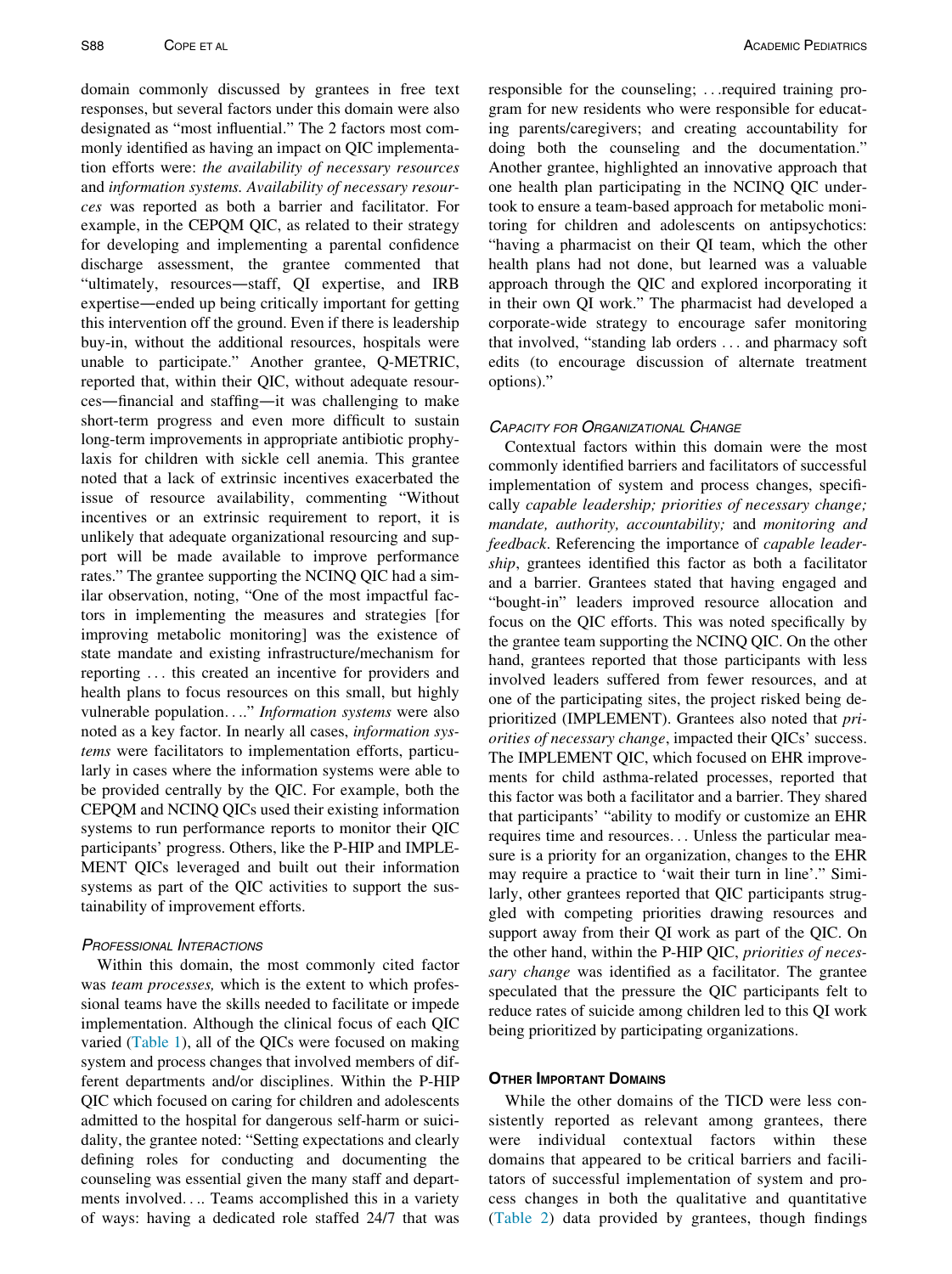domain commonly discussed by grantees in free text responses, but several factors under this domain were also designated as "most influential." The 2 factors most commonly identified as having an impact on QIC implementation efforts were: *the availability of necessary resources* and *information systems. Availability of necessary resources* was reported as both a barrier and facilitator. For example, in the CEPQM QIC, as related to their strategy for developing and implementing a parental confidence discharge assessment, the grantee commented that "ultimately, resources—staff, QI expertise, and IRB expertise—ended up being critically important for getting this intervention off the ground. Even if there is leadership buy-in, without the additional resources, hospitals were unable to participate." Another grantee, Q-METRIC, reported that, within their QIC, without adequate resources—financial and staffing—it was challenging to make short-term progress and even more difficult to sustain long-term improvements in appropriate antibiotic prophylaxis for children with sickle cell anemia. This grantee noted that a lack of extrinsic incentives exacerbated the issue of resource availability, commenting "Without incentives or an extrinsic requirement to report, it is unlikely that adequate organizational resourcing and support will be made available to improve performance rates." The grantee supporting the NCINQ QIC had a similar observation, noting, "One of the most impactful factors in implementing the measures and strategies [for improving metabolic monitoring] was the existence of state mandate and existing infrastructure/mechanism for reporting ... this created an incentive for providers and health plans to focus resources on this small, but highly vulnerable population...." *Information systems* were also noted as a key factor. In nearly all cases, *information systems* were facilitators to implementation efforts, particularly in cases where the information systems were able to be provided centrally by the QIC. For example, both the CEPQM and NCINQ QICs used their existing information systems to run performance reports to monitor their QIC participants' progress. Others, like the P-HIP and IMPLEMENT QICs leveraged and built out their information systems as part of the QIC activities to support the sustainability of improvement efforts.

### Professional Interactions

Within this domain, the most commonly cited factor was *team processes,* which is the extent to which professional teams have the skills needed to facilitate or impede implementation. Although the clinical focus of each QIC varied (Table 1), all of the QICs were focused on making system and process changes that involved members of different departments and/or disciplines. Within the P-HIP QIC which focused on caring for children and adolescents admitted to the hospital for dangerous self-harm or suicidality, the grantee noted: "Setting expectations and clearly defining roles for conducting and documenting the counseling was essential given the many staff and departments involved.... Teams accomplished this in a variety of ways: having a dedicated role staffed 24/7 that was responsible for the counseling; ...required training program for new residents who were responsible for educating parents/caregivers; and creating accountability for doing both the counseling and the documentation." Another grantee, highlighted an innovative approach that one health plan participating in the NCINQ QIC undertook to ensure a team-based approach for metabolic monitoring for children and adolescents on antipsychotics: "having a pharmacist on their QI team, which the other health plans had not done, but learned was a valuable approach through the QIC and explored incorporating it in their own QI work." The pharmacist had developed a corporate-wide strategy to encourage safer monitoring that involved, "standing lab orders ... and pharmacy soft edits (to encourage discussion of alternate treatment options)."

### Capacity for Organizational Change

Contextual factors within this domain were the most commonly identified barriers and facilitators of successful implementation of system and process changes, specifically *capable leadership; priorities of necessary change; mandate, authority, accountability;* and *monitoring and feedback*. Referencing the importance of *capable leadership*, grantees identified this factor as both a facilitator and a barrier. Grantees stated that having engaged and "bought-in" leaders improved resource allocation and focus on the QIC efforts. This was noted specifically by the grantee team supporting the NCINQ QIC. On the other hand, grantees reported that those participants with less involved leaders suffered from fewer resources, and at one of the participating sites, the project risked being deprioritized (IMPLEMENT). Grantees also noted that *priorities of necessary change*, impacted their QICs' success. The IMPLEMENT QIC, which focused on EHR improvements for child asthma-related processes, reported that this factor was both a facilitator and a barrier. They shared that participants' "ability to modify or customize an EHR requires time and resources... Unless the particular measure is a priority for an organization, changes to the EHR may require a practice to 'wait their turn in line'." Similarly, other grantees reported that QIC participants struggled with competing priorities drawing resources and support away from their QI work as part of the QIC. On the other hand, within the P-HIP QIC, *priorities of necessary change* was identified as a facilitator. The grantee speculated that the pressure the QIC participants felt to reduce rates of suicide among children led to this QI work being prioritized by participating organizations.

## Other Important Domains

While the other domains of the TICD were less consistently reported as relevant among grantees, there were individual contextual factors within these domains that appeared to be critical barriers and facilitators of successful implementation of system and process changes in both the qualitative and quantitative (Table 2) data provided by grantees, though findings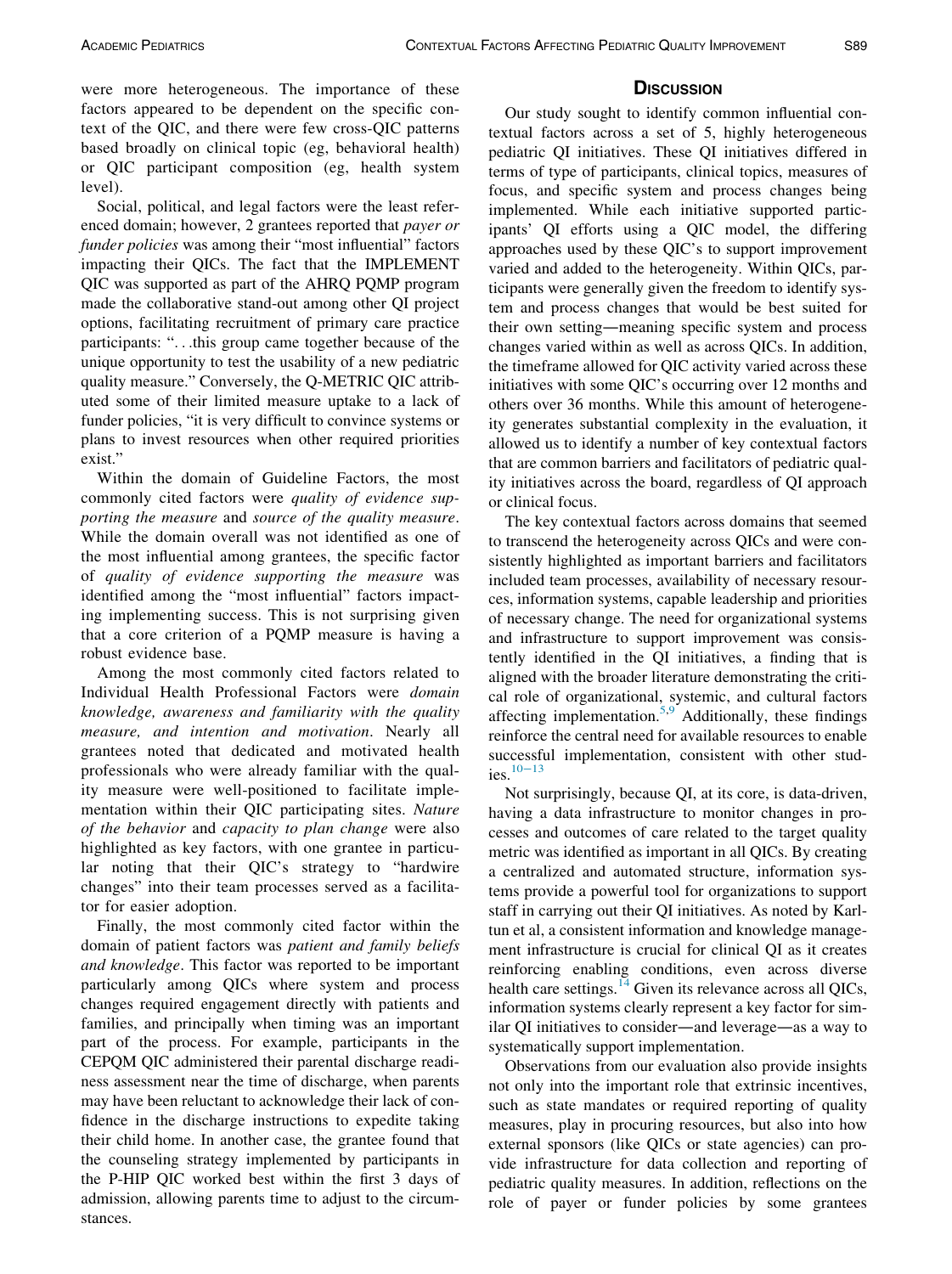were more heterogeneous. The importance of these factors appeared to be dependent on the specific context of the QIC, and there were few cross-QIC patterns based broadly on clinical topic (eg, behavioral health) or QIC participant composition (eg, health system level).

Social, political, and legal factors were the least referenced domain; however, 2 grantees reported that *payer or funder policies* was among their "most influential" factors impacting their QICs. The fact that the IMPLEMENT QIC was supported as part of the AHRQ PQMP program made the collaborative stand-out among other QI project options, facilitating recruitment of primary care practice participants: "...this group came together because of the unique opportunity to test the usability of a new pediatric quality measure." Conversely, the Q-METRIC QIC attributed some of their limited measure uptake to a lack of funder policies, "it is very difficult to convince systems or plans to invest resources when other required priorities exist."

Within the domain of Guideline Factors, the most commonly cited factors were *quality of evidence supporting the measure* and *source of the quality measure*. While the domain overall was not identified as one of the most influential among grantees, the specific factor of *quality of evidence supporting the measure* was identified among the "most influential" factors impacting implementing success. This is not surprising given that a core criterion of a PQMP measure is having a robust evidence base.

Among the most commonly cited factors related to Individual Health Professional Factors were *domain knowledge, awareness and familiarity with the quality measure, and intention and motivation*. Nearly all grantees noted that dedicated and motivated health professionals who were already familiar with the quality measure were well-positioned to facilitate implementation within their QIC participating sites. *Nature of the behavior* and *capacity to plan change* were also highlighted as key factors, with one grantee in particular noting that their QIC's strategy to "hardwire changes" into their team processes served as a facilitator for easier adoption.

Finally, the most commonly cited factor within the domain of patient factors was *patient and family beliefs and knowledge*. This factor was reported to be important particularly among QICs where system and process changes required engagement directly with patients and families, and principally when timing was an important part of the process. For example, participants in the CEPQM QIC administered their parental discharge readiness assessment near the time of discharge, when parents may have been reluctant to acknowledge their lack of confidence in the discharge instructions to expedite taking their child home. In another case, the grantee found that the counseling strategy implemented by participants in the P-HIP QIC worked best within the first 3 days of admission, allowing parents time to adjust to the circumstances.

## Discussion

Our study sought to identify common influential contextual factors across a set of 5, highly heterogeneous pediatric QI initiatives. These QI initiatives differed in terms of type of participants, clinical topics, measures of focus, and specific system and process changes being implemented. While each initiative supported participants' QI efforts using a QIC model, the differing approaches used by these QIC's to support improvement varied and added to the heterogeneity. Within QICs, participants were generally given the freedom to identify system and process changes that would be best suited for their own setting—meaning specific system and process changes varied within as well as across QICs. In addition, the timeframe allowed for QIC activity varied across these initiatives with some QIC's occurring over 12 months and others over 36 months. While this amount of heterogeneity generates substantial complexity in the evaluation, it allowed us to identify a number of key contextual factors that are common barriers and facilitators of pediatric quality initiatives across the board, regardless of QI approach or clinical focus.

The key contextual factors across domains that seemed to transcend the heterogeneity across QICs and were consistently highlighted as important barriers and facilitators included team processes, availability of necessary resources, information systems, capable leadership and priorities of necessary change. The need for organizational systems and infrastructure to support improvement was consistently identified in the QI initiatives, a finding that is aligned with the broader literature demonstrating the critical role of organizational, systemic, and cultural factors affecting implementation.[5,9] Additionally, these findings reinforce the central need for available resources to enable successful implementation, consistent with other studies.[10–13]

Not surprisingly, because QI, at its core, is data-driven, having a data infrastructure to monitor changes in processes and outcomes of care related to the target quality metric was identified as important in all QICs. By creating a centralized and automated structure, information systems provide a powerful tool for organizations to support staff in carrying out their QI initiatives. As noted by Karltun et al, a consistent information and knowledge management infrastructure is crucial for clinical QI as it creates reinforcing enabling conditions, even across diverse health care settings.[14] Given its relevance across all QICs, information systems clearly represent a key factor for similar QI initiatives to consider—and leverage—as a way to systematically support implementation.

Observations from our evaluation also provide insights not only into the important role that extrinsic incentives, such as state mandates or required reporting of quality measures, play in procuring resources, but also into how external sponsors (like QICs or state agencies) can provide infrastructure for data collection and reporting of pediatric quality measures. In addition, reflections on the role of payer or funder policies by some grantees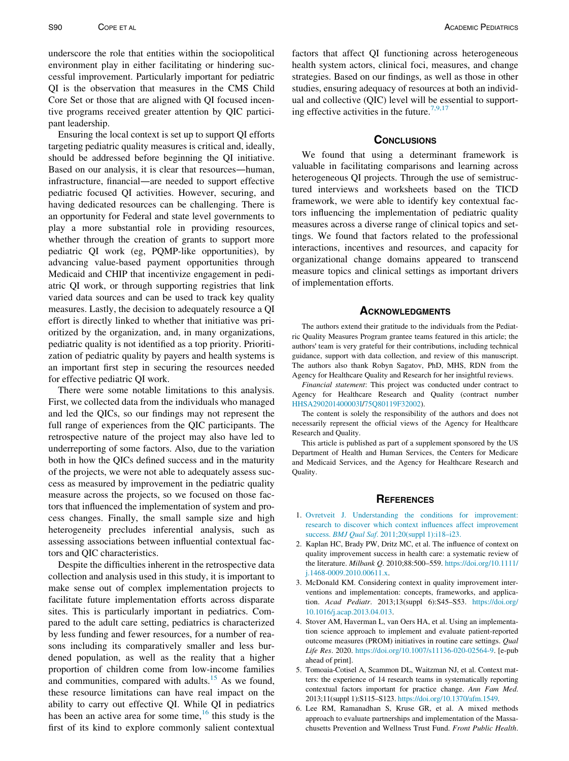underscore the role that entities within the sociopolitical environment play in either facilitating or hindering successful improvement. Particularly important for pediatric QI is the observation that measures in the CMS Child Core Set or those that are aligned with QI focused incentive programs received greater attention by QIC participant leadership.

Ensuring the local context is set up to support QI efforts targeting pediatric quality measures is critical and, ideally, should be addressed before beginning the QI initiative. Based on our analysis, it is clear that resources—human, infrastructure, financial—are needed to support effective pediatric focused QI activities. However, securing, and having dedicated resources can be challenging. There is an opportunity for Federal and state level governments to play a more substantial role in providing resources, whether through the creation of grants to support more pediatric QI work (eg, PQMP-like opportunities), by advancing value-based payment opportunities through Medicaid and CHIP that incentivize engagement in pediatric QI work, or through supporting registries that link varied data sources and can be used to track key quality measures. Lastly, the decision to adequately resource a QI effort is directly linked to whether that initiative was prioritized by the organization, and, in many organizations, pediatric quality is not identified as a top priority. Prioritization of pediatric quality by payers and health systems is an important first step in securing the resources needed for effective pediatric QI work.

There were some notable limitations to this analysis. First, we collected data from the individuals who managed and led the QICs, so our findings may not represent the full range of experiences from the QIC participants. The retrospective nature of the project may also have led to underreporting of some factors. Also, due to the variation both in how the QICs defined success and in the maturity of the projects, we were not able to adequately assess success as measured by improvement in the pediatric quality measure across the projects, so we focused on those factors that influenced the implementation of system and process changes. Finally, the small sample size and high heterogeneity precludes inferential analysis, such as assessing associations between influential contextual factors and QIC characteristics.

Despite the difficulties inherent in the retrospective data collection and analysis used in this study, it is important to make sense out of complex implementation projects to facilitate future implementation efforts across disparate sites. This is particularly important in pediatrics. Compared to the adult care setting, pediatrics is characterized by less funding and fewer resources, for a number of reasons including its comparatively smaller and less burdened population, as well as the reality that a higher proportion of children come from low-income families and communities, compared with adults.[15] As we found, these resource limitations can have real impact on the ability to carry out effective QI. While QI in pediatrics has been an active area for some time,[16] this study is the first of its kind to explore commonly salient contextual factors that affect QI functioning across heterogeneous health system actors, clinical foci, measures, and change strategies. Based on our findings, as well as those in other studies, ensuring adequacy of resources at both an individual and collective (QIC) level will be essential to supporting effective activities in the future.[7,9,17]

## Conclusions

We found that using a determinant framework is valuable in facilitating comparisons and learning across heterogeneous QI projects. Through the use of semistructured interviews and worksheets based on the TICD framework, we were able to identify key contextual factors influencing the implementation of pediatric quality measures across a diverse range of clinical topics and settings. We found that factors related to the professional interactions, incentives and resources, and capacity for organizational change domains appeared to transcend measure topics and clinical settings as important drivers of implementation efforts.

## Acknowledgments

The authors extend their gratitude to the individuals from the Pediatric Quality Measures Program grantee teams featured in this article; the authors' team is very grateful for their contributions, including technical guidance, support with data collection, and review of this manuscript. The authors also thank Robyn Sagatov, PhD, MHS, RDN from the Agency for Healthcare Quality and Research for her insightful reviews.

*Financial statement*: This project was conducted under contract to Agency for Healthcare Research and Quality (contract number HHSA290201400003I/75Q80119F32002).

The content is solely the responsibility of the authors and does not necessarily represent the official views of the Agency for Healthcare Research and Quality.

This article is published as part of a supplement sponsored by the US Department of Health and Human Services, the Centers for Medicare and Medicaid Services, and the Agency for Healthcare Research and Quality.

## References

1. Ovretveit J. Understanding the conditions for improvement: research to discover which context influences affect improvement success. *BMJ Qual Saf*. 2011;20(suppl 1):i18–i23.
2. Kaplan HC, Brady PW, Dritz MC, et al. The influence of context on quality improvement success in health care: a systematic review of the literature. *Milbank Q*. 2010;88:500–559. https://doi.org/10.1111/j.1468-0009.2010.00611.x.
3. McDonald KM. Considering context in quality improvement interventions and implementation: concepts, frameworks, and application. *Acad Pediatr*. 2013;13(suppl 6):S45–S53. https://doi.org/10.1016/j.acap.2013.04.013.
4. Stover AM, Haverman L, van Oers HA, et al. Using an implementation science approach to implement and evaluate patient-reported outcome measures (PROM) initiatives in routine care settings. *Qual Life Res*. 2020. https://doi.org/10.1007/s11136-020-02564-9. [e-pub ahead of print].
5. Tomoaia-Cotisel A, Scammon DL, Waitzman NJ, et al. Context matters: the experience of 14 research teams in systematically reporting contextual factors important for practice change. *Ann Fam Med*. 2013;11(suppl 1):S115–S123. https://doi.org/10.1370/afm.1549.
6. Lee RM, Ramanadhan S, Kruse GR, et al. A mixed methods approach to evaluate partnerships and implementation of the Massachusetts Prevention and Wellness Trust Fund. *Front Public Health*.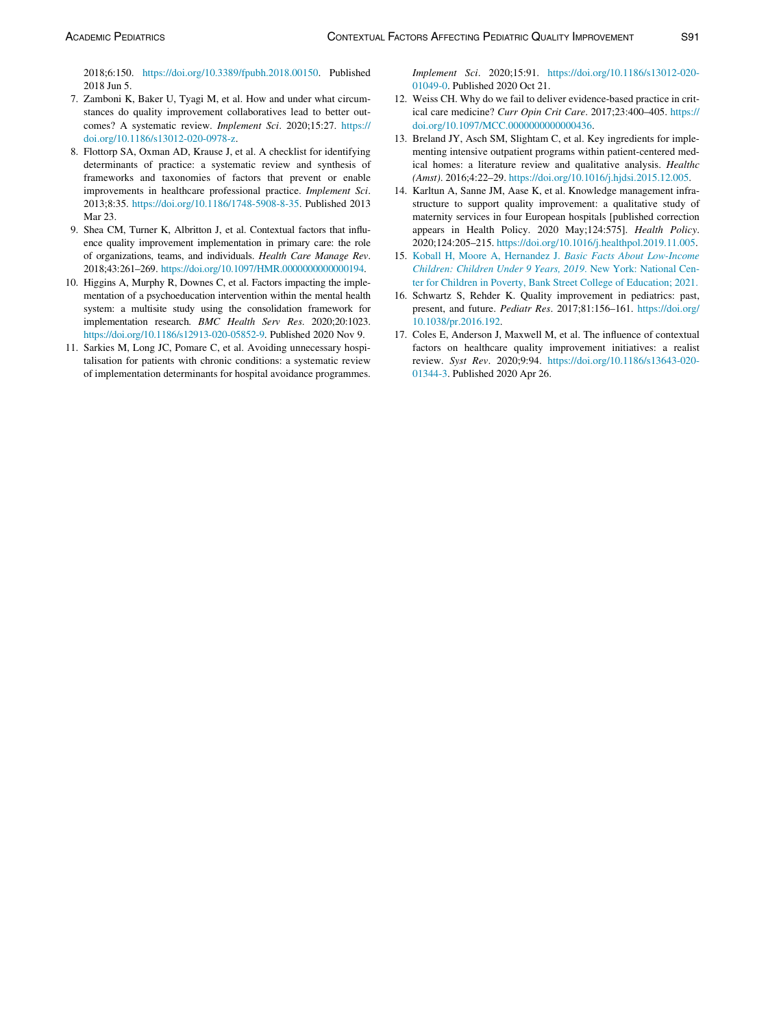2018;6:150. https://doi.org/10.3389/fpubh.2018.00150. Published 2018 Jun 5.

7. Zamboni K, Baker U, Tyagi M, et al. How and under what circumstances do quality improvement collaboratives lead to better outcomes? A systematic review. *Implement Sci*. 2020;15:27. https://doi.org/10.1186/s13012-020-0978-z.
8. Flottorp SA, Oxman AD, Krause J, et al. A checklist for identifying determinants of practice: a systematic review and synthesis of frameworks and taxonomies of factors that prevent or enable improvements in healthcare professional practice. *Implement Sci*. 2013;8:35. https://doi.org/10.1186/1748-5908-8-35. Published 2013 Mar 23.
9. Shea CM, Turner K, Albritton J, et al. Contextual factors that influence quality improvement implementation in primary care: the role of organizations, teams, and individuals. *Health Care Manage Rev*. 2018;43:261–269. https://doi.org/10.1097/HMR.0000000000000194.
10. Higgins A, Murphy R, Downes C, et al. Factors impacting the implementation of a psychoeducation intervention within the mental health system: a multisite study using the consolidation framework for implementation research. *BMC Health Serv Res*. 2020;20:1023. https://doi.org/10.1186/s12913-020-05852-9. Published 2020 Nov 9.
11. Sarkies M, Long JC, Pomare C, et al. Avoiding unnecessary hospitalisation for patients with chronic conditions: a systematic review of implementation determinants for hospital avoidance programmes. *Implement Sci*. 2020;15:91. https://doi.org/10.1186/s13012-020-01049-0. Published 2020 Oct 21.
12. Weiss CH. Why do we fail to deliver evidence-based practice in critical care medicine? *Curr Opin Crit Care*. 2017;23:400–405. https://doi.org/10.1097/MCC.0000000000000436.
13. Breland JY, Asch SM, Slightam C, et al. Key ingredients for implementing intensive outpatient programs within patient-centered medical homes: a literature review and qualitative analysis. *Healthc (Amst)*. 2016;4:22–29. https://doi.org/10.1016/j.hjdsi.2015.12.005.
14. Karltun A, Sanne JM, Aase K, et al. Knowledge management infrastructure to support quality improvement: a qualitative study of maternity services in four European hospitals [published correction appears in Health Policy. 2020 May;124:575]. *Health Policy*. 2020;124:205–215. https://doi.org/10.1016/j.healthpol.2019.11.005.
15. Koball H, Moore A, Hernandez J. *Basic Facts About Low-Income Children: Children Under 9 Years, 2019*. New York: National Center for Children in Poverty, Bank Street College of Education; 2021.
16. Schwartz S, Rehder K. Quality improvement in pediatrics: past, present, and future. *Pediatr Res*. 2017;81:156–161. https://doi.org/10.1038/pr.2016.192.
17. Coles E, Anderson J, Maxwell M, et al. The influence of contextual factors on healthcare quality improvement initiatives: a realist review. *Syst Rev*. 2020;9:94. https://doi.org/10.1186/s13643-020-01344-3. Published 2020 Apr 26.